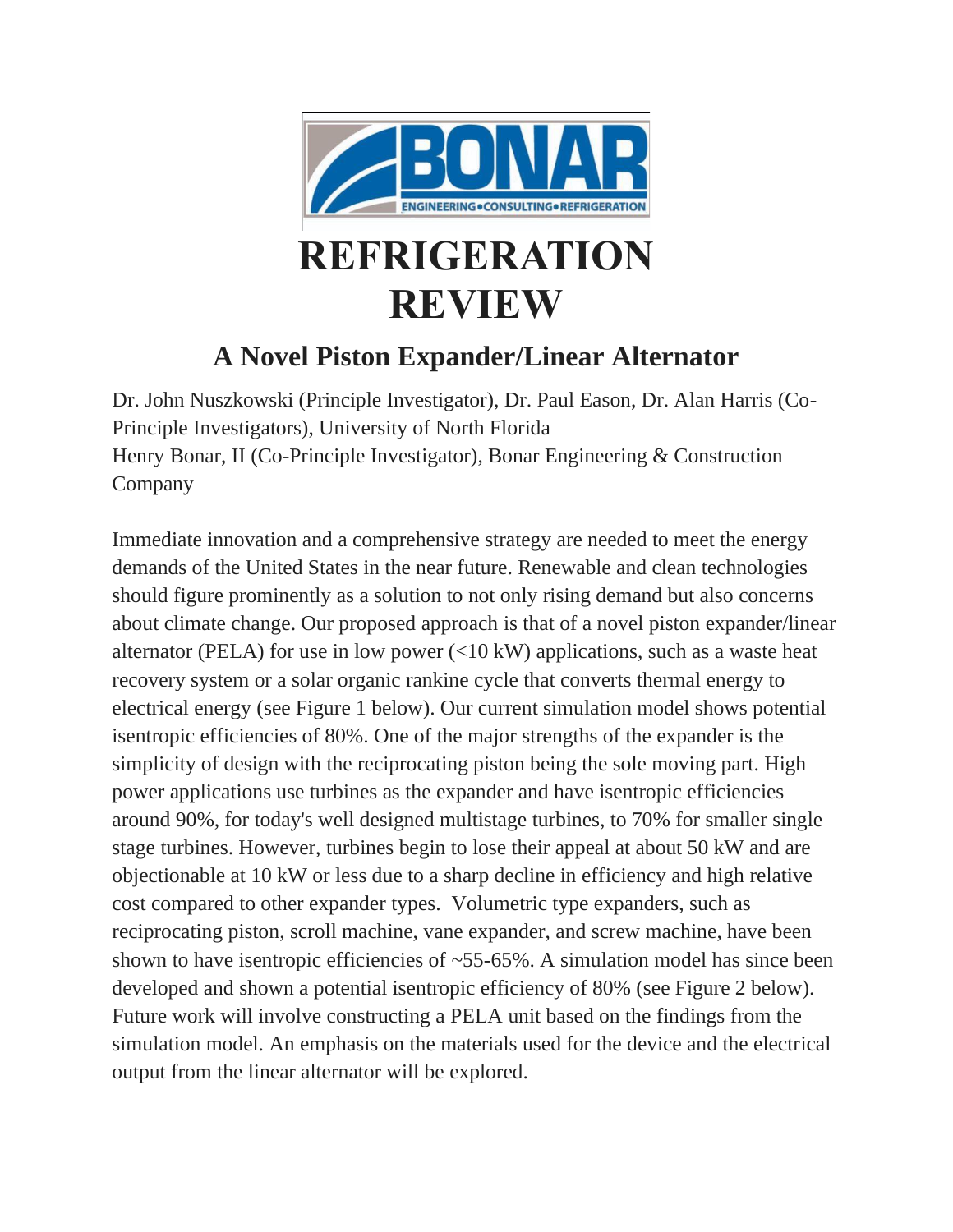# REFRIGERATION REVIEW

## A Novel Piston Expander/Linear Alternator

Dr. John Nuszkowski (Principle Investigator), Dr. Paul Eason, Dr. Alan Harris (Co-Principle Investigators), University of North Florida
Henry Bonar, II (Co-Principle Investigator), Bonar Engineering & Construction Company

Immediate innovation and a comprehensive strategy are needed to meet the energy demands of the United States in the near future. Renewable and clean technologies should figure prominently as a solution to not only rising demand but also concerns about climate change. Our proposed approach is that of a novel piston expander/linear alternator (PELA) for use in low power (<10 kW) applications, such as a waste heat recovery system or a solar organic rankine cycle that converts thermal energy to electrical energy (see Figure 1 below). Our current simulation model shows potential isentropic efficiencies of 80%. One of the major strengths of the expander is the simplicity of design with the reciprocating piston being the sole moving part. High power applications use turbines as the expander and have isentropic efficiencies around 90%, for today's well designed multistage turbines, to 70% for smaller single stage turbines. However, turbines begin to lose their appeal at about 50 kW and are objectionable at 10 kW or less due to a sharp decline in efficiency and high relative cost compared to other expander types. Volumetric type expanders, such as reciprocating piston, scroll machine, vane expander, and screw machine, have been shown to have isentropic efficiencies of ~55-65%. A simulation model has since been developed and shown a potential isentropic efficiency of 80% (see Figure 2 below). Future work will involve constructing a PELA unit based on the findings from the simulation model. An emphasis on the materials used for the device and the electrical output from the linear alternator will be explored.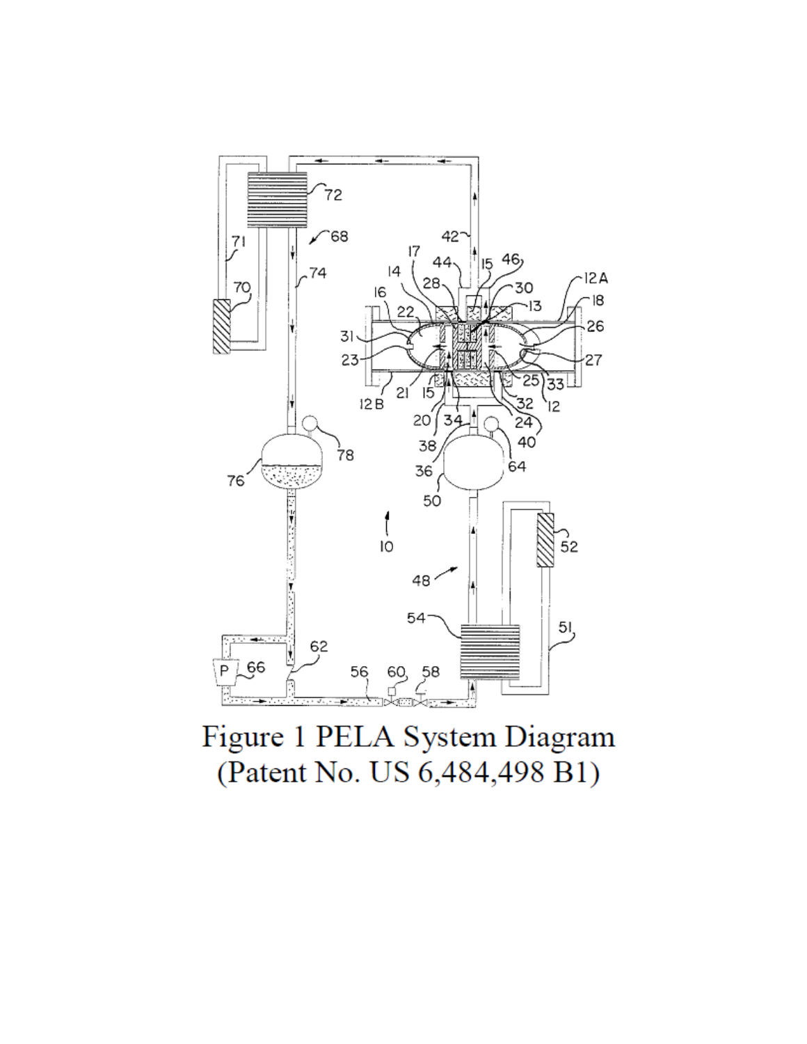Figure 1 PELA System Diagram
(Patent No. US 6,484,498 B1)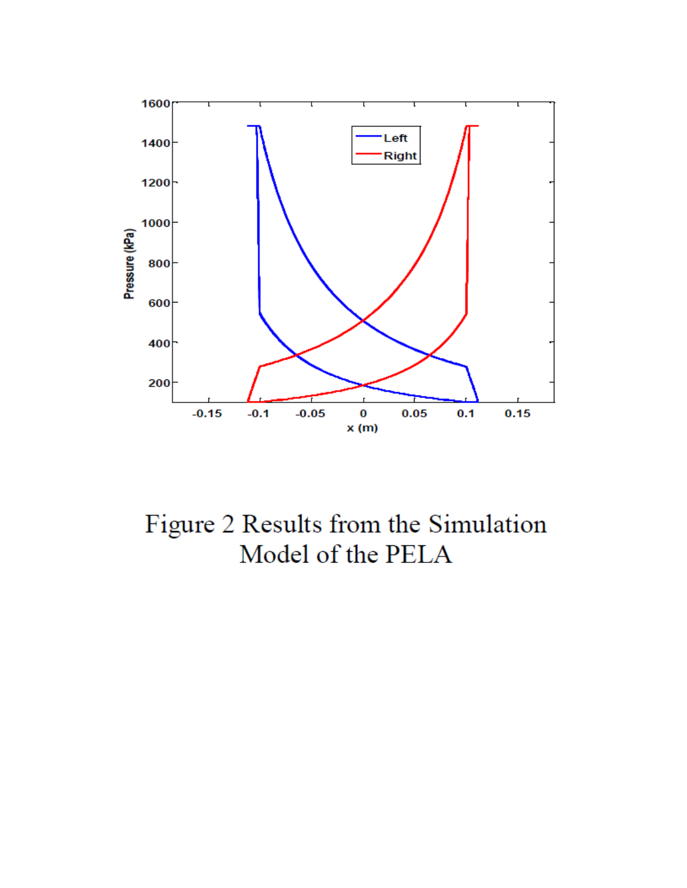1600
1400
1200
1000
800
600
400
200

Pressure (kPa)

-0.15
-0.1
-0.05
0
0.05
0.1
0.15

x (m)

Left
Right

Figure 2 Results from the Simulation Model of the PELA